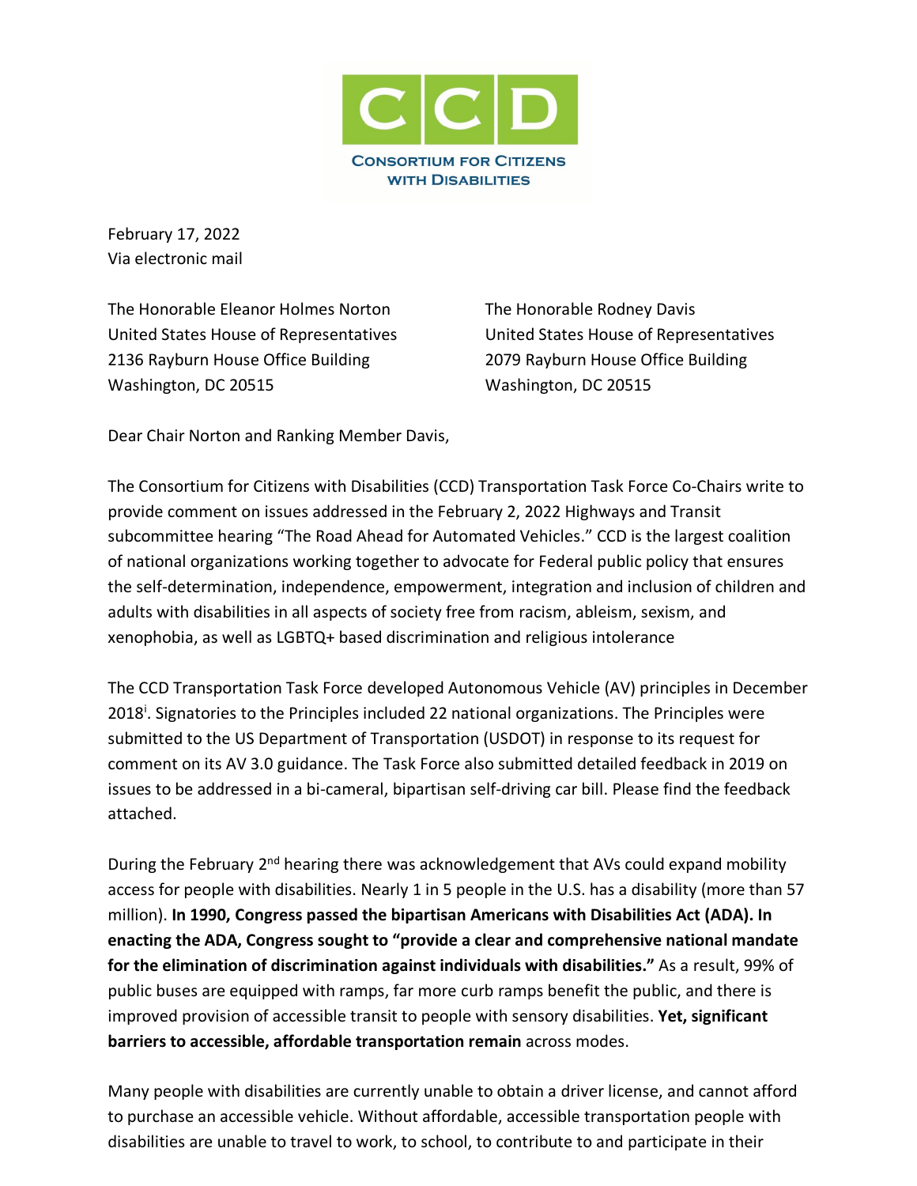CCD

CONSORTIUM FOR CITIZENS WITH DISABILITIES

February 17, 2022
Via electronic mail

The Honorable Eleanor Holmes Norton
United States House of Representatives
2136 Rayburn House Office Building
Washington, DC 20515

The Honorable Rodney Davis
United States House of Representatives
2079 Rayburn House Office Building
Washington, DC 20515

Dear Chair Norton and Ranking Member Davis,

The Consortium for Citizens with Disabilities (CCD) Transportation Task Force Co-Chairs write to provide comment on issues addressed in the February 2, 2022 Highways and Transit subcommittee hearing "The Road Ahead for Automated Vehicles." CCD is the largest coalition of national organizations working together to advocate for Federal public policy that ensures the self-determination, independence, empowerment, integration and inclusion of children and adults with disabilities in all aspects of society free from racism, ableism, sexism, and xenophobia, as well as LGBTQ+ based discrimination and religious intolerance

The CCD Transportation Task Force developed Autonomous Vehicle (AV) principles in December 2018[i]. Signatories to the Principles included 22 national organizations. The Principles were submitted to the US Department of Transportation (USDOT) in response to its request for comment on its AV 3.0 guidance. The Task Force also submitted detailed feedback in 2019 on issues to be addressed in a bi-cameral, bipartisan self-driving car bill. Please find the feedback attached.

During the February 2nd hearing there was acknowledgement that AVs could expand mobility access for people with disabilities. Nearly 1 in 5 people in the U.S. has a disability (more than 57 million). **In 1990, Congress passed the bipartisan Americans with Disabilities Act (ADA). In enacting the ADA, Congress sought to "provide a clear and comprehensive national mandate for the elimination of discrimination against individuals with disabilities."** As a result, 99% of public buses are equipped with ramps, far more curb ramps benefit the public, and there is improved provision of accessible transit to people with sensory disabilities. **Yet, significant barriers to accessible, affordable transportation remain** across modes.

Many people with disabilities are currently unable to obtain a driver license, and cannot afford to purchase an accessible vehicle. Without affordable, accessible transportation people with disabilities are unable to travel to work, to school, to contribute to and participate in their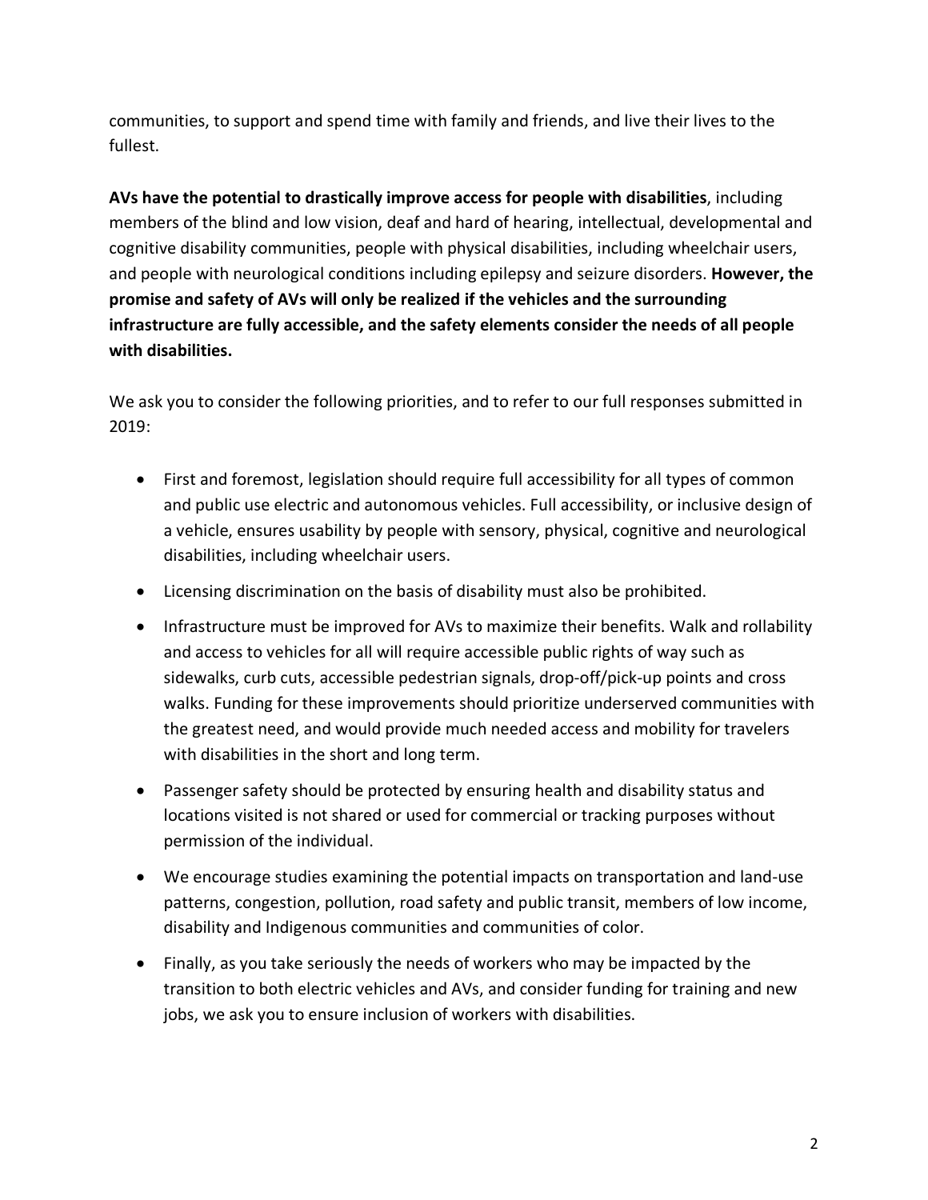communities, to support and spend time with family and friends, and live their lives to the fullest.

**AVs have the potential to drastically improve access for people with disabilities**, including members of the blind and low vision, deaf and hard of hearing, intellectual, developmental and cognitive disability communities, people with physical disabilities, including wheelchair users, and people with neurological conditions including epilepsy and seizure disorders. **However, the promise and safety of AVs will only be realized if the vehicles and the surrounding infrastructure are fully accessible, and the safety elements consider the needs of all people with disabilities.**

We ask you to consider the following priorities, and to refer to our full responses submitted in 2019:

- First and foremost, legislation should require full accessibility for all types of common and public use electric and autonomous vehicles. Full accessibility, or inclusive design of a vehicle, ensures usability by people with sensory, physical, cognitive and neurological disabilities, including wheelchair users.
- Licensing discrimination on the basis of disability must also be prohibited.
- Infrastructure must be improved for AVs to maximize their benefits. Walk and rollability and access to vehicles for all will require accessible public rights of way such as sidewalks, curb cuts, accessible pedestrian signals, drop-off/pick-up points and cross walks. Funding for these improvements should prioritize underserved communities with the greatest need, and would provide much needed access and mobility for travelers with disabilities in the short and long term.
- Passenger safety should be protected by ensuring health and disability status and locations visited is not shared or used for commercial or tracking purposes without permission of the individual.
- We encourage studies examining the potential impacts on transportation and land-use patterns, congestion, pollution, road safety and public transit, members of low income, disability and Indigenous communities and communities of color.
- Finally, as you take seriously the needs of workers who may be impacted by the transition to both electric vehicles and AVs, and consider funding for training and new jobs, we ask you to ensure inclusion of workers with disabilities.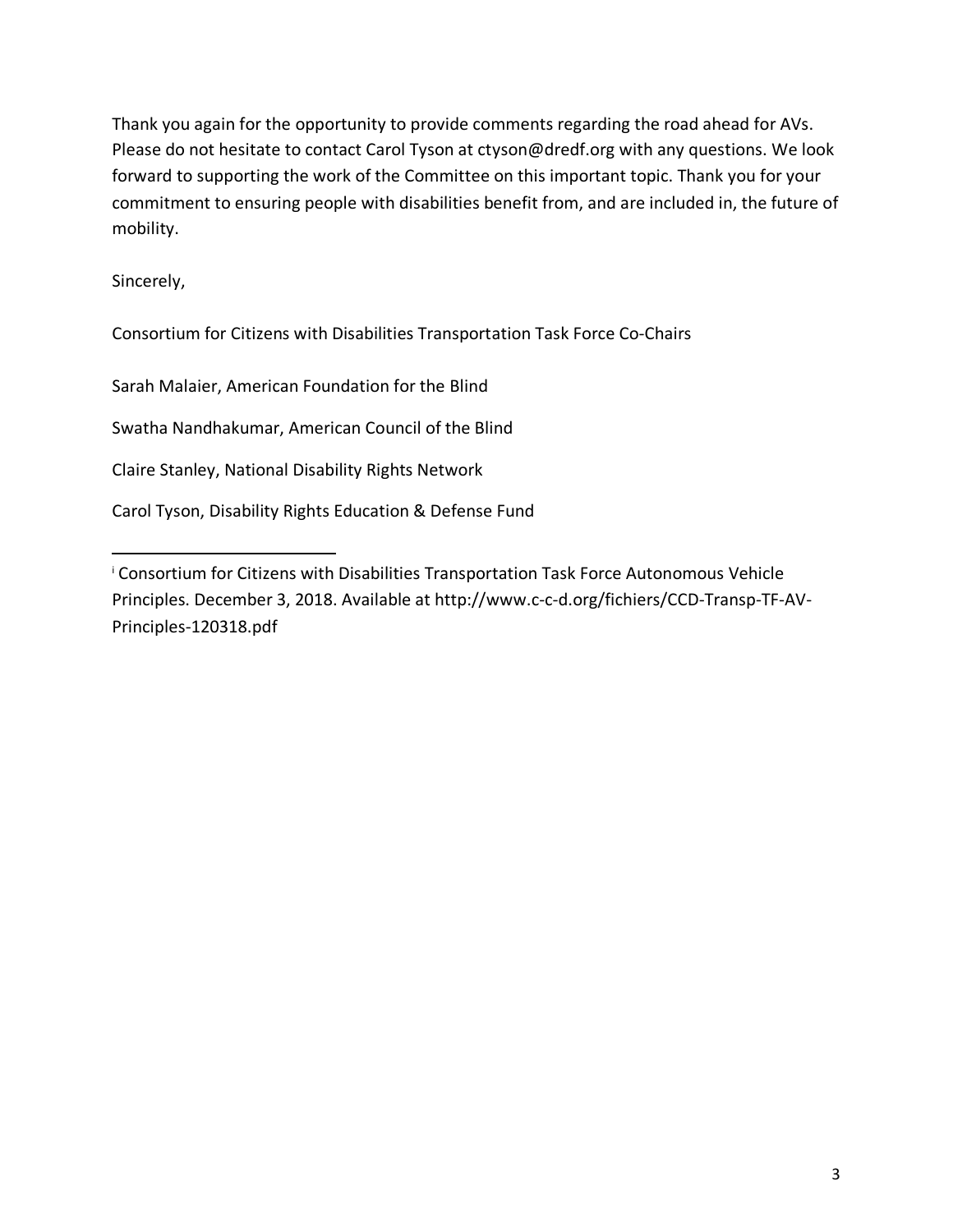Thank you again for the opportunity to provide comments regarding the road ahead for AVs. Please do not hesitate to contact Carol Tyson at ctyson@dredf.org with any questions. We look forward to supporting the work of the Committee on this important topic. Thank you for your commitment to ensuring people with disabilities benefit from, and are included in, the future of mobility.

Sincerely,

Consortium for Citizens with Disabilities Transportation Task Force Co-Chairs

Sarah Malaier, American Foundation for the Blind

Swatha Nandhakumar, American Council of the Blind

Claire Stanley, National Disability Rights Network

Carol Tyson, Disability Rights Education & Defense Fund

---

[i] Consortium for Citizens with Disabilities Transportation Task Force Autonomous Vehicle Principles. December 3, 2018. Available at http://www.c-c-d.org/fichiers/CCD-Transp-TF-AV-Principles-120318.pdf